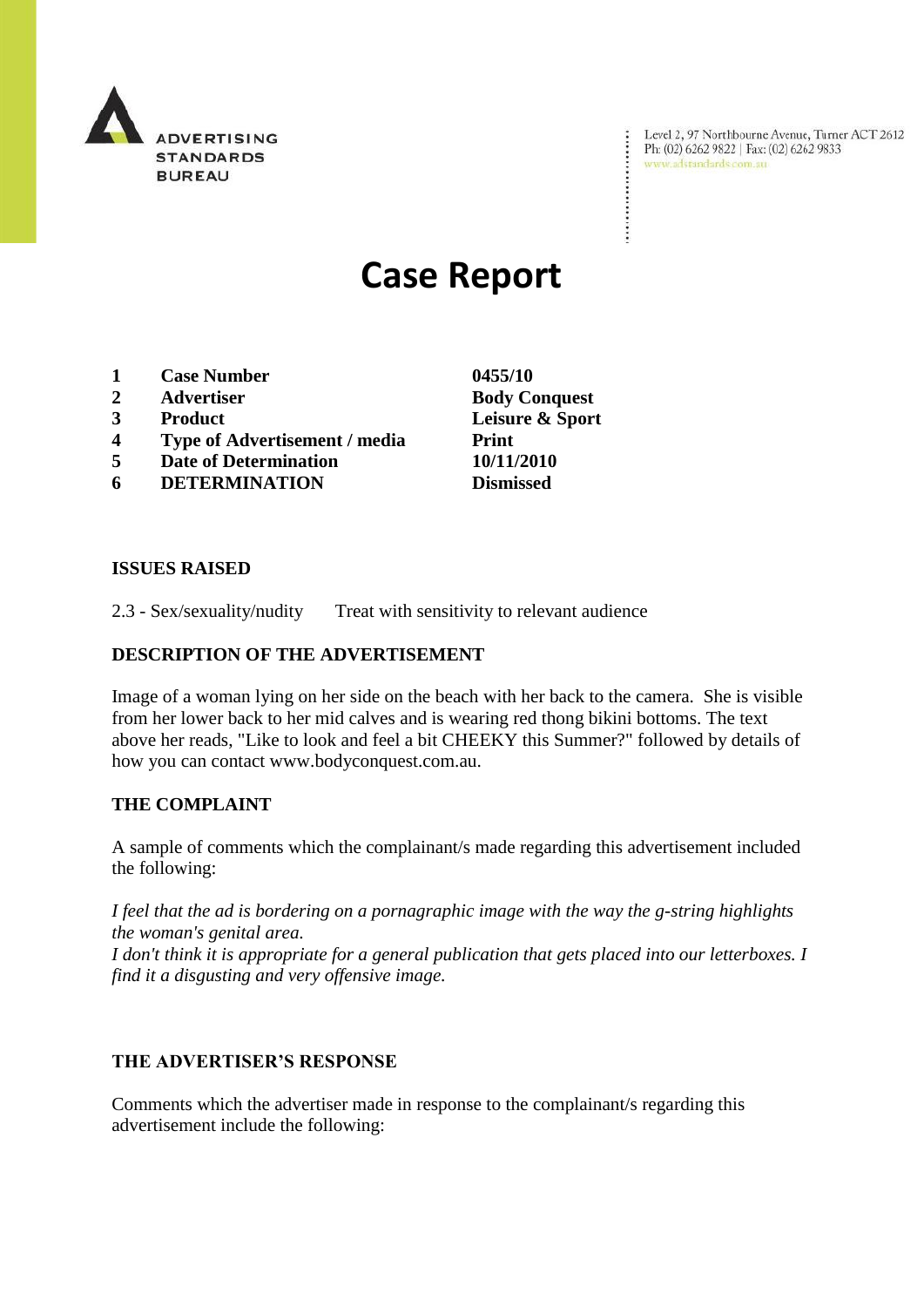ADVERTISING STANDARDS BUREAU

Level 2, 97 Northbourne Avenue, Turner ACT 2612
Ph: (02) 6262 9822 | Fax: (02) 6262 9833
www.adstandards.com.au

# Case Report

| | | |
|---|---|---|
| 1 | **Case Number** | **0455/10** |
| 2 | **Advertiser** | **Body Conquest** |
| 3 | **Product** | **Leisure & Sport** |
| 4 | **Type of Advertisement / media** | **Print** |
| 5 | **Date of Determination** | **10/11/2010** |
| 6 | **DETERMINATION** | **Dismissed** |

**ISSUES RAISED**

2.3 - Sex/sexuality/nudity Treat with sensitivity to relevant audience

**DESCRIPTION OF THE ADVERTISEMENT**

Image of a woman lying on her side on the beach with her back to the camera. She is visible from her lower back to her mid calves and is wearing red thong bikini bottoms. The text above her reads, "Like to look and feel a bit CHEEKY this Summer?" followed by details of how you can contact www.bodyconquest.com.au.

**THE COMPLAINT**

A sample of comments which the complainant/s made regarding this advertisement included the following:

*I feel that the ad is bordering on a pornagraphic image with the way the g-string highlights the woman's genital area.*
*I don't think it is appropriate for a general publication that gets placed into our letterboxes. I find it a disgusting and very offensive image.*

**THE ADVERTISER'S RESPONSE**

Comments which the advertiser made in response to the complainant/s regarding this advertisement include the following: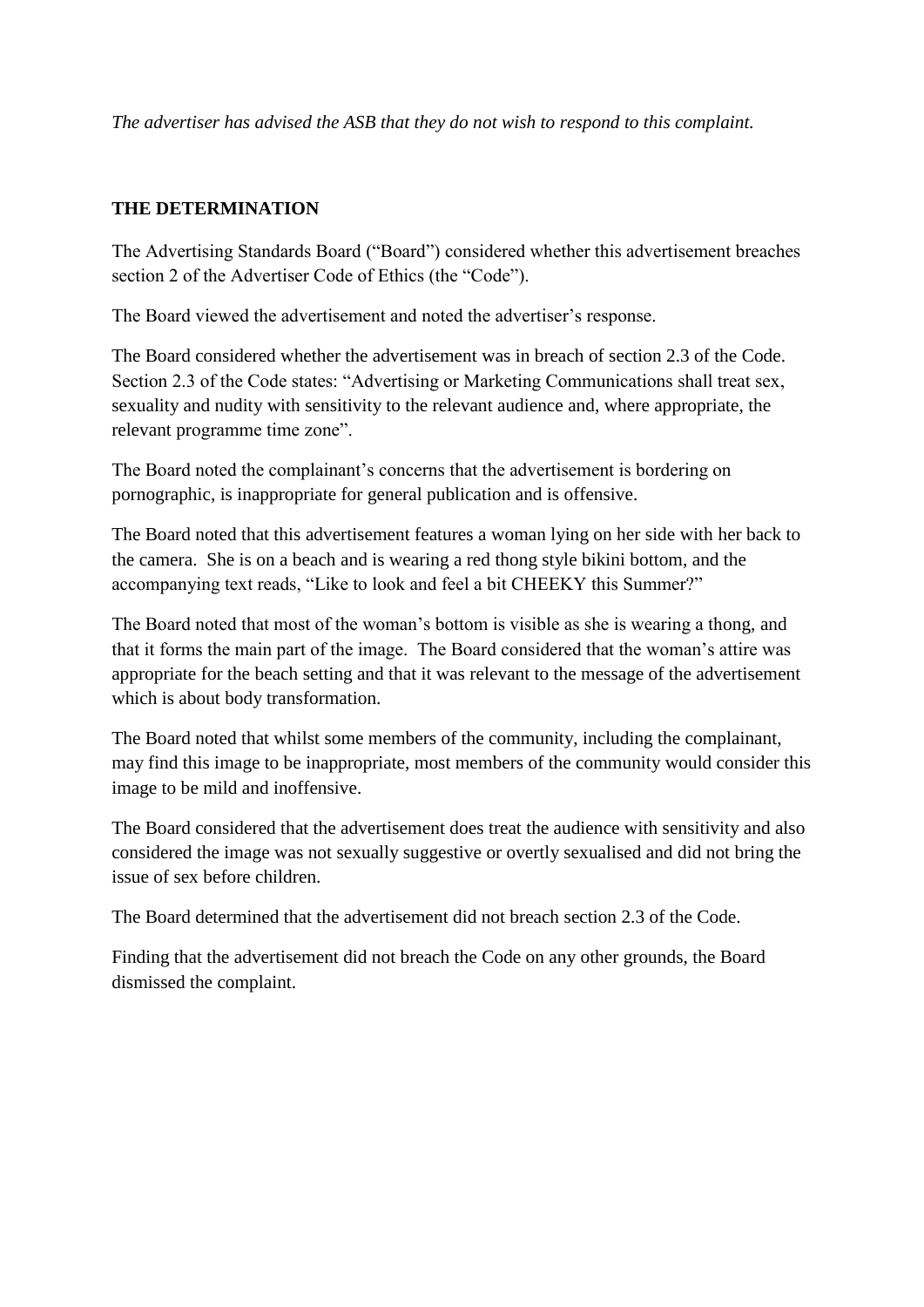*The advertiser has advised the ASB that they do not wish to respond to this complaint.*

## THE DETERMINATION

The Advertising Standards Board ("Board") considered whether this advertisement breaches section 2 of the Advertiser Code of Ethics (the "Code").

The Board viewed the advertisement and noted the advertiser's response.

The Board considered whether the advertisement was in breach of section 2.3 of the Code. Section 2.3 of the Code states: "Advertising or Marketing Communications shall treat sex, sexuality and nudity with sensitivity to the relevant audience and, where appropriate, the relevant programme time zone".

The Board noted the complainant's concerns that the advertisement is bordering on pornographic, is inappropriate for general publication and is offensive.

The Board noted that this advertisement features a woman lying on her side with her back to the camera. She is on a beach and is wearing a red thong style bikini bottom, and the accompanying text reads, "Like to look and feel a bit CHEEKY this Summer?"

The Board noted that most of the woman's bottom is visible as she is wearing a thong, and that it forms the main part of the image. The Board considered that the woman's attire was appropriate for the beach setting and that it was relevant to the message of the advertisement which is about body transformation.

The Board noted that whilst some members of the community, including the complainant, may find this image to be inappropriate, most members of the community would consider this image to be mild and inoffensive.

The Board considered that the advertisement does treat the audience with sensitivity and also considered the image was not sexually suggestive or overtly sexualised and did not bring the issue of sex before children.

The Board determined that the advertisement did not breach section 2.3 of the Code.

Finding that the advertisement did not breach the Code on any other grounds, the Board dismissed the complaint.